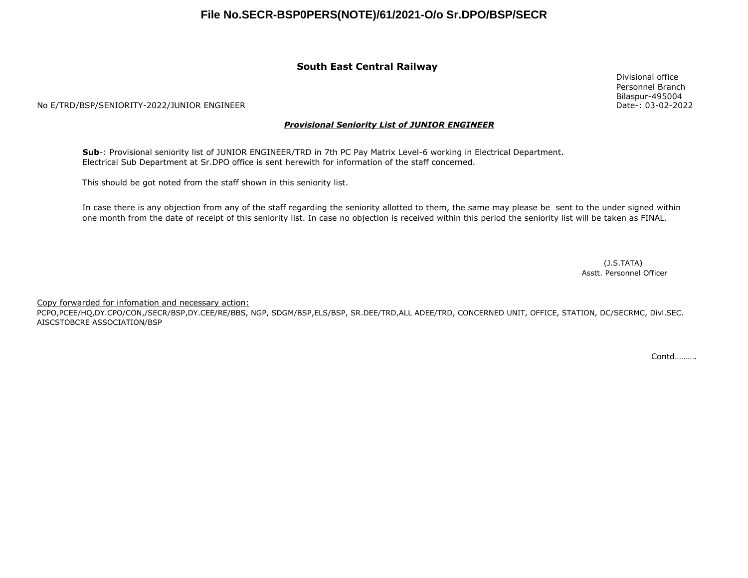# File No.SECR-BSP0PERS(NOTE)/61/2021-O/o Sr.DPO/BSP/SECR

## South East Central Railway

Divisional office
Personnel Branch
Bilaspur-495004
Date-: 03-02-2022

No E/TRD/BSP/SENIORITY-2022/JUNIOR ENGINEER

***Provisional Seniority List of JUNIOR ENGINEER***

**Sub**-: Provisional seniority list of JUNIOR ENGINEER/TRD in 7th PC Pay Matrix Level-6 working in Electrical Department. Electrical Sub Department at Sr.DPO office is sent herewith for information of the staff concerned.

This should be got noted from the staff shown in this seniority list.

In case there is any objection from any of the staff regarding the seniority allotted to them, the same may please be sent to the under signed within one month from the date of receipt of this seniority list. In case no objection is received within this period the seniority list will be taken as FINAL.

(J.S.TATA)
Asstt. Personnel Officer

Copy forwarded for infomation and necessary action:
PCPO,PCEE/HQ,DY.CPO/CON,/SECR/BSP,DY.CEE/RE/BBS, NGP, SDGM/BSP,ELS/BSP, SR.DEE/TRD,ALL ADEE/TRD, CONCERNED UNIT, OFFICE, STATION, DC/SECRMC, Divl.SEC. AISCSTOBCRE ASSOCIATION/BSP

Contd……….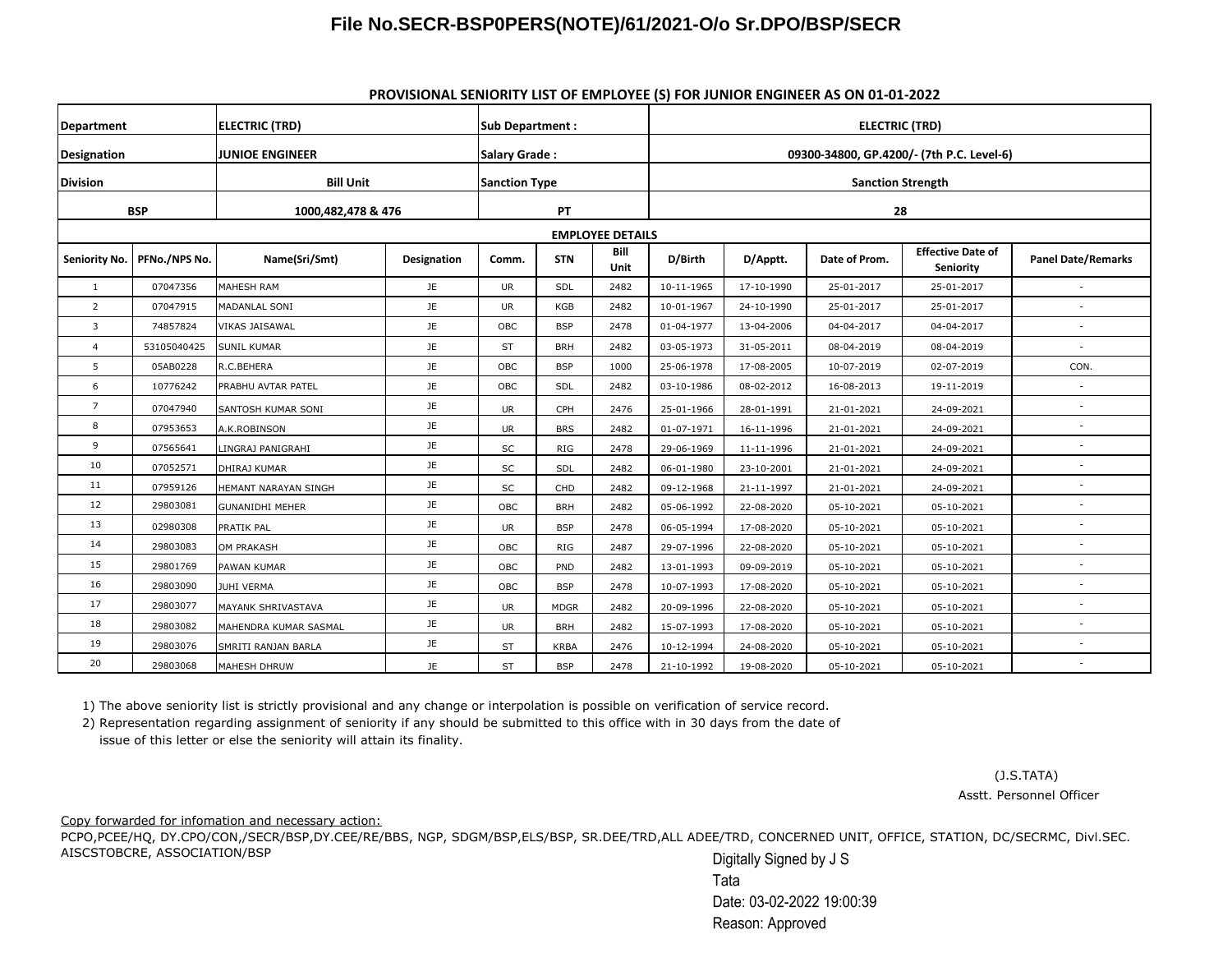# File No.SECR-BSP0PERS(NOTE)/61/2021-O/o Sr.DPO/BSP/SECR

**PROVISIONAL SENIORITY LIST OF EMPLOYEE (S) FOR JUNIOR ENGINEER AS ON 01-01-2022**

| **Department** | | **ELECTRIC (TRD)** | | **Sub Department :** | | **ELECTRIC (TRD)** | | | | | |
|---|---|---|---|---|---|---|---|---|---|---|---|
| **Designation** | | **JUNIOE ENGINEER** | | **Salary Grade :** | | **09300-34800, GP.4200/- (7th P.C. Level-6)** | | | | | |
| **Division** | | **Bill Unit** | | **Sanction Type** | | **Sanction Strength** | | | | | |
| **BSP** | | **1000,482,478 & 476** | | **PT** | | **28** | | | | | |
| **EMPLOYEE DETAILS** | | | | | | | | | | | |
| **Seniority No.** | **PFNo./NPS No.** | **Name(Sri/Smt)** | **Designation** | **Comm.** | **STN** | **Bill Unit** | **D/Birth** | **D/Apptt.** | **Date of Prom.** | **Effective Date of Seniority** | **Panel Date/Remarks** |
| 1 | 07047356 | MAHESH RAM | JE | UR | SDL | 2482 | 10-11-1965 | 17-10-1990 | 25-01-2017 | 25-01-2017 | - |
| 2 | 07047915 | MADANLAL SONI | JE | UR | KGB | 2482 | 10-01-1967 | 24-10-1990 | 25-01-2017 | 25-01-2017 | - |
| 3 | 74857824 | VIKAS JAISAWAL | JE | OBC | BSP | 2478 | 01-04-1977 | 13-04-2006 | 04-04-2017 | 04-04-2017 | - |
| 4 | 53105040425 | SUNIL KUMAR | JE | ST | BRH | 2482 | 03-05-1973 | 31-05-2011 | 08-04-2019 | 08-04-2019 | - |
| 5 | 05AB0228 | R.C.BEHERA | JE | OBC | BSP | 1000 | 25-06-1978 | 17-08-2005 | 10-07-2019 | 02-07-2019 | CON. |
| 6 | 10776242 | PRABHU AVTAR PATEL | JE | OBC | SDL | 2482 | 03-10-1986 | 08-02-2012 | 16-08-2013 | 19-11-2019 | - |
| 7 | 07047940 | SANTOSH KUMAR SONI | JE | UR | CPH | 2476 | 25-01-1966 | 28-01-1991 | 21-01-2021 | 24-09-2021 | - |
| 8 | 07953653 | A.K.ROBINSON | JE | UR | BRS | 2482 | 01-07-1971 | 16-11-1996 | 21-01-2021 | 24-09-2021 | - |
| 9 | 07565641 | LINGRAJ PANIGRAHI | JE | SC | RIG | 2478 | 29-06-1969 | 11-11-1996 | 21-01-2021 | 24-09-2021 | - |
| 10 | 07052571 | DHIRAJ KUMAR | JE | SC | SDL | 2482 | 06-01-1980 | 23-10-2001 | 21-01-2021 | 24-09-2021 | - |
| 11 | 07959126 | HEMANT NARAYAN SINGH | JE | SC | CHD | 2482 | 09-12-1968 | 21-11-1997 | 21-01-2021 | 24-09-2021 | - |
| 12 | 29803081 | GUNANIDHI MEHER | JE | OBC | BRH | 2482 | 05-06-1992 | 22-08-2020 | 05-10-2021 | 05-10-2021 | - |
| 13 | 02980308 | PRATIK PAL | JE | UR | BSP | 2478 | 06-05-1994 | 17-08-2020 | 05-10-2021 | 05-10-2021 | - |
| 14 | 29803083 | OM PRAKASH | JE | OBC | RIG | 2487 | 29-07-1996 | 22-08-2020 | 05-10-2021 | 05-10-2021 | - |
| 15 | 29801769 | PAWAN KUMAR | JE | OBC | PND | 2482 | 13-01-1993 | 09-09-2019 | 05-10-2021 | 05-10-2021 | - |
| 16 | 29803090 | JUHI VERMA | JE | OBC | BSP | 2478 | 10-07-1993 | 17-08-2020 | 05-10-2021 | 05-10-2021 | - |
| 17 | 29803077 | MAYANK SHRIVASTAVA | JE | UR | MDGR | 2482 | 20-09-1996 | 22-08-2020 | 05-10-2021 | 05-10-2021 | - |
| 18 | 29803082 | MAHENDRA KUMAR SASMAL | JE | UR | BRH | 2482 | 15-07-1993 | 17-08-2020 | 05-10-2021 | 05-10-2021 | - |
| 19 | 29803076 | SMRITI RANJAN BARLA | JE | ST | KRBA | 2476 | 10-12-1994 | 24-08-2020 | 05-10-2021 | 05-10-2021 | - |
| 20 | 29803068 | MAHESH DHRUW | JE | ST | BSP | 2478 | 21-10-1992 | 19-08-2020 | 05-10-2021 | 05-10-2021 | - |

1) The above seniority list is strictly provisional and any change or interpolation is possible on verification of service record.
2) Representation regarding assignment of seniority if any should be submitted to this office with in 30 days from the date of issue of this letter or else the seniority will attain its finality.

(J.S.TATA)
Asstt. Personnel Officer

Copy forwarded for infomation and necessary action:
PCPO,PCEE/HQ, DY.CPO/CON,/SECR/BSP,DY.CEE/RE/BBS, NGP, SDGM/BSP,ELS/BSP, SR.DEE/TRD,ALL ADEE/TRD, CONCERNED UNIT, OFFICE, STATION, DC/SECRMC, Divl.SEC. AISCSTOBCRE, ASSOCIATION/BSP

Digitally Signed by J S Tata
Date: 03-02-2022 19:00:39
Reason: Approved